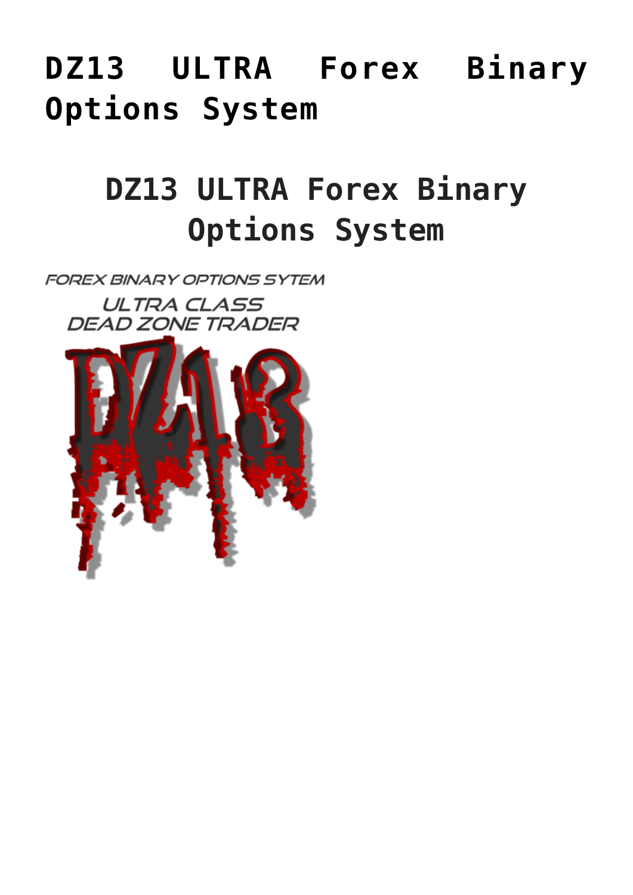# DZ13 ULTRA Forex Binary Options System

## DZ13 ULTRA Forex Binary Options System

FOREX BINARY OPTIONS SYTEM

ULTRA CLASS
DEAD ZONE TRADER

DZ13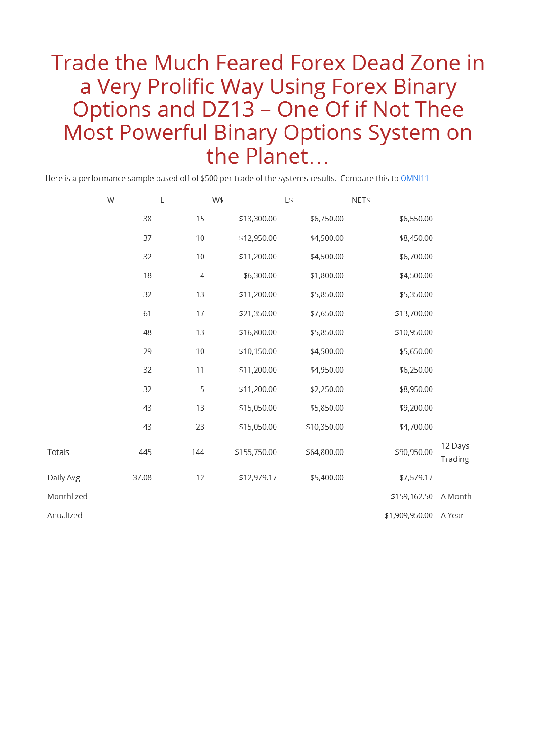# Trade the Much Feared Forex Dead Zone in a Very Prolific Way Using Forex Binary Options and DZ13 – One Of if Not Thee Most Powerful Binary Options System on the Planet…

Here is a performance sample based off of $500 per trade of the systems results. Compare this to [OMNI11](OMNI11)

| | W | L | W$ | L$ | NET$ | |
|---|---|---|---|---|---|---|
| | 38 | 15 | $13,300.00 | $6,750.00 | $6,550.00 | |
| | 37 | 10 | $12,950.00 | $4,500.00 | $8,450.00 | |
| | 32 | 10 | $11,200.00 | $4,500.00 | $6,700.00 | |
| | 18 | 4 | $6,300.00 | $1,800.00 | $4,500.00 | |
| | 32 | 13 | $11,200.00 | $5,850.00 | $5,350.00 | |
| | 61 | 17 | $21,350.00 | $7,650.00 | $13,700.00 | |
| | 48 | 13 | $16,800.00 | $5,850.00 | $10,950.00 | |
| | 29 | 10 | $10,150.00 | $4,500.00 | $5,650.00 | |
| | 32 | 11 | $11,200.00 | $4,950.00 | $6,250.00 | |
| | 32 | 5 | $11,200.00 | $2,250.00 | $8,950.00 | |
| | 43 | 13 | $15,050.00 | $5,850.00 | $9,200.00 | |
| | 43 | 23 | $15,050.00 | $10,350.00 | $4,700.00 | |
| Totals | 445 | 144 | $155,750.00 | $64,800.00 | $90,950.00 | 12 Days Trading |
| Daily Avg | 37.08 | 12 | $12,979.17 | $5,400.00 | $7,579.17 | |
| Monthlized | | | | | $159,162.50 | A Month |
| Anualized | | | | | $1,909,950.00 | A Year |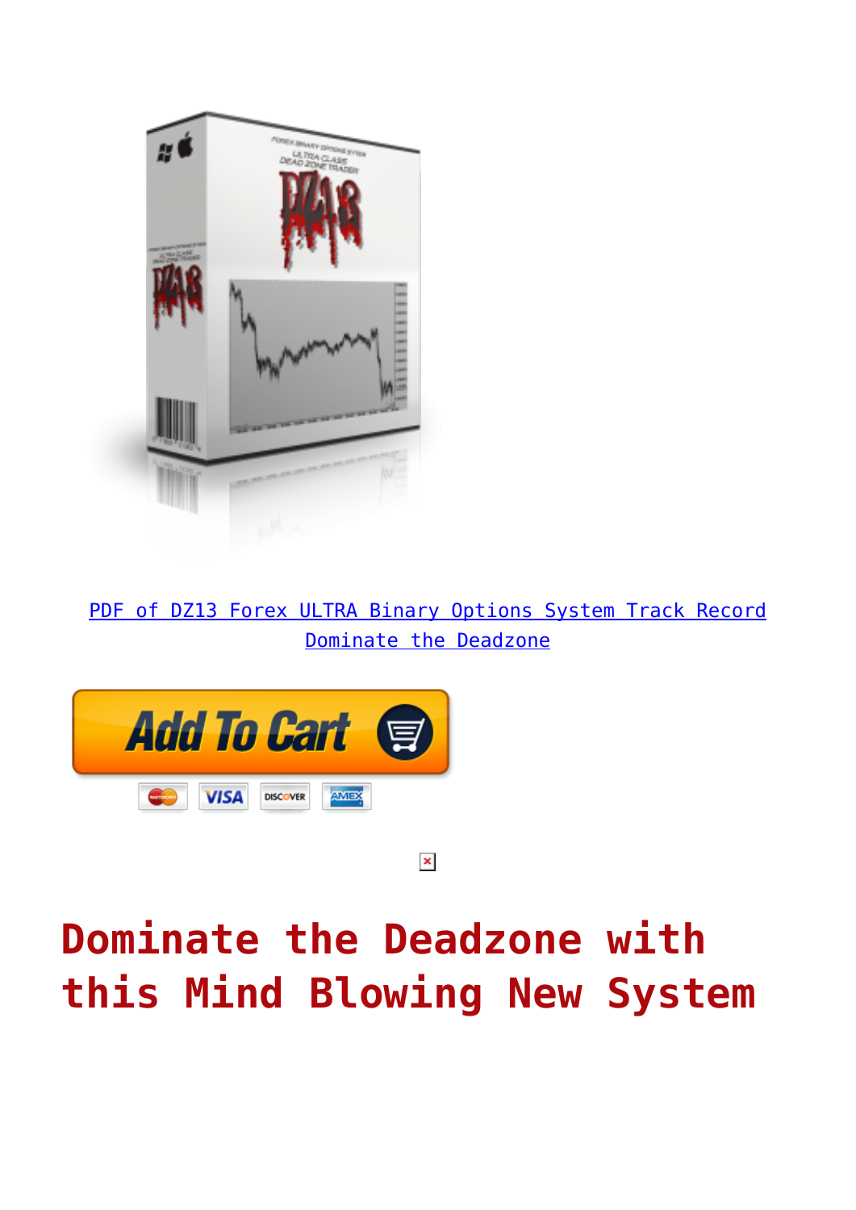PDF of DZ13 Forex ULTRA Binary Options System Track Record Dominate the Deadzone

# Dominate the Deadzone with this Mind Blowing New System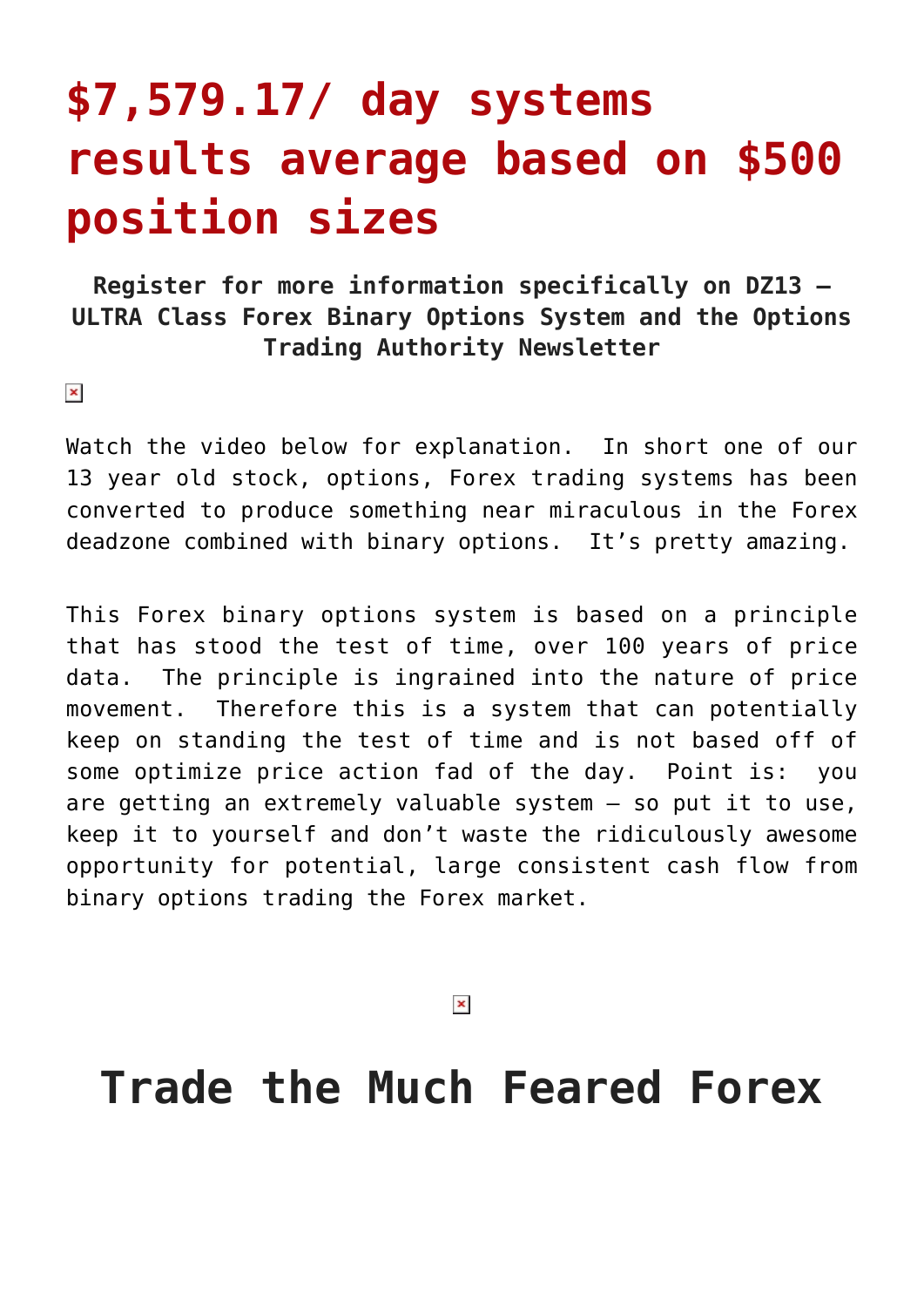# $7,579.17/ day systems results average based on $500 position sizes

**Register for more information specifically on DZ13 – ULTRA Class Forex Binary Options System and the Options Trading Authority Newsletter**

Watch the video below for explanation.  In short one of our 13 year old stock, options, Forex trading systems has been converted to produce something near miraculous in the Forex deadzone combined with binary options.  It's pretty amazing.

This Forex binary options system is based on a principle that has stood the test of time, over 100 years of price data.  The principle is ingrained into the nature of price movement.  Therefore this is a system that can potentially keep on standing the test of time and is not based off of some optimize price action fad of the day.  Point is:  you are getting an extremely valuable system – so put it to use, keep it to yourself and don't waste the ridiculously awesome opportunity for potential, large consistent cash flow from binary options trading the Forex market.

## Trade the Much Feared Forex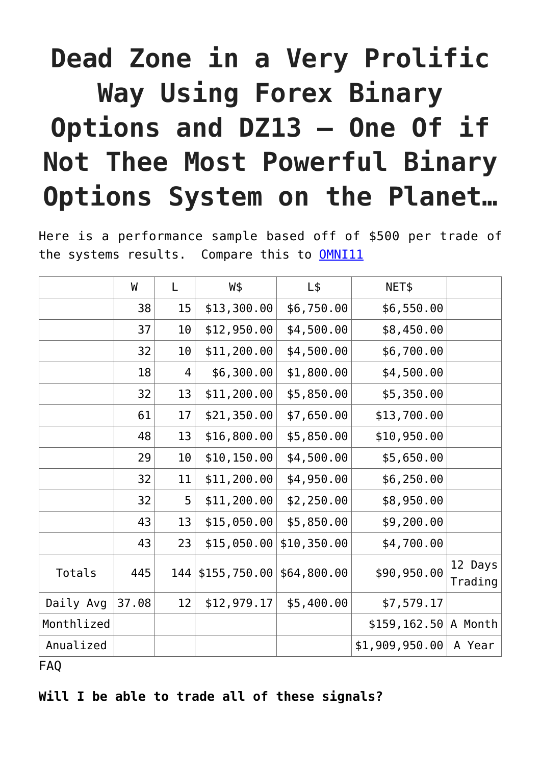# Dead Zone in a Very Prolific Way Using Forex Binary Options and DZ13 – One Of if Not Thee Most Powerful Binary Options System on the Planet…

Here is a performance sample based off of $500 per trade of the systems results.  Compare this to OMNI11

| | W | L | W$ | L$ | NET$ | |
|---|---|---|---|---|---|---|
| | 38 | 15 | $13,300.00 | $6,750.00 | $6,550.00 | |
| | 37 | 10 | $12,950.00 | $4,500.00 | $8,450.00 | |
| | 32 | 10 | $11,200.00 | $4,500.00 | $6,700.00 | |
| | 18 | 4 | $6,300.00 | $1,800.00 | $4,500.00 | |
| | 32 | 13 | $11,200.00 | $5,850.00 | $5,350.00 | |
| | 61 | 17 | $21,350.00 | $7,650.00 | $13,700.00 | |
| | 48 | 13 | $16,800.00 | $5,850.00 | $10,950.00 | |
| | 29 | 10 | $10,150.00 | $4,500.00 | $5,650.00 | |
| | 32 | 11 | $11,200.00 | $4,950.00 | $6,250.00 | |
| | 32 | 5 | $11,200.00 | $2,250.00 | $8,950.00 | |
| | 43 | 13 | $15,050.00 | $5,850.00 | $9,200.00 | |
| | 43 | 23 | $15,050.00 | $10,350.00 | $4,700.00 | |
| Totals | 445 | 144 | $155,750.00 | $64,800.00 | $90,950.00 | 12 Days Trading |
| Daily Avg | 37.08 | 12 | $12,979.17 | $5,400.00 | $7,579.17 | |
| Monthlized | | | | | $159,162.50 | A Month |
| Anualized | | | | | $1,909,950.00 | A Year |

FAQ

**Will I be able to trade all of these signals?**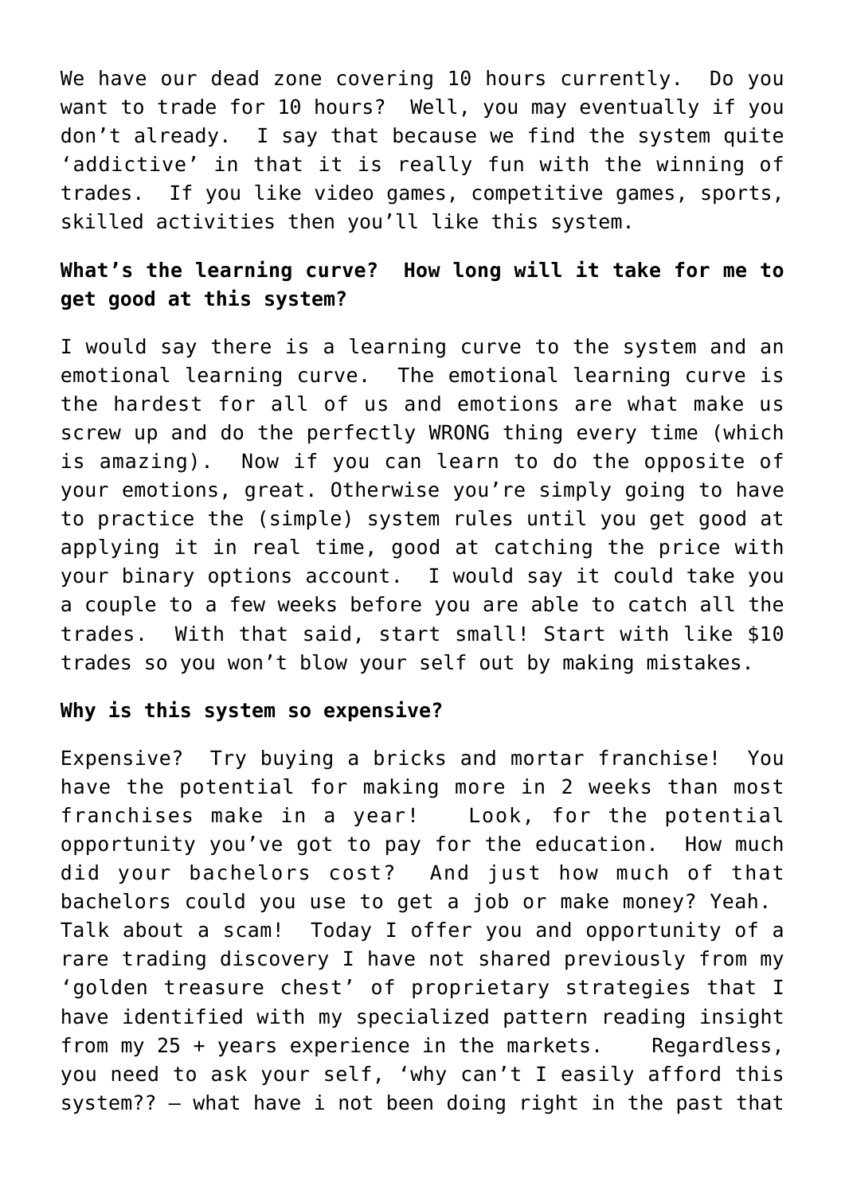We have our dead zone covering 10 hours currently. Do you want to trade for 10 hours? Well, you may eventually if you don't already. I say that because we find the system quite 'addictive' in that it is really fun with the winning of trades. If you like video games, competitive games, sports, skilled activities then you'll like this system.

**What's the learning curve? How long will it take for me to get good at this system?**

I would say there is a learning curve to the system and an emotional learning curve. The emotional learning curve is the hardest for all of us and emotions are what make us screw up and do the perfectly WRONG thing every time (which is amazing). Now if you can learn to do the opposite of your emotions, great. Otherwise you're simply going to have to practice the (simple) system rules until you get good at applying it in real time, good at catching the price with your binary options account. I would say it could take you a couple to a few weeks before you are able to catch all the trades. With that said, start small! Start with like $10 trades so you won't blow your self out by making mistakes.

**Why is this system so expensive?**

Expensive? Try buying a bricks and mortar franchise! You have the potential for making more in 2 weeks than most franchises make in a year! Look, for the potential opportunity you've got to pay for the education. How much did your bachelors cost? And just how much of that bachelors could you use to get a job or make money? Yeah. Talk about a scam! Today I offer you and opportunity of a rare trading discovery I have not shared previously from my 'golden treasure chest' of proprietary strategies that I have identified with my specialized pattern reading insight from my 25 + years experience in the markets. Regardless, you need to ask your self, 'why can't I easily afford this system?? – what have i not been doing right in the past that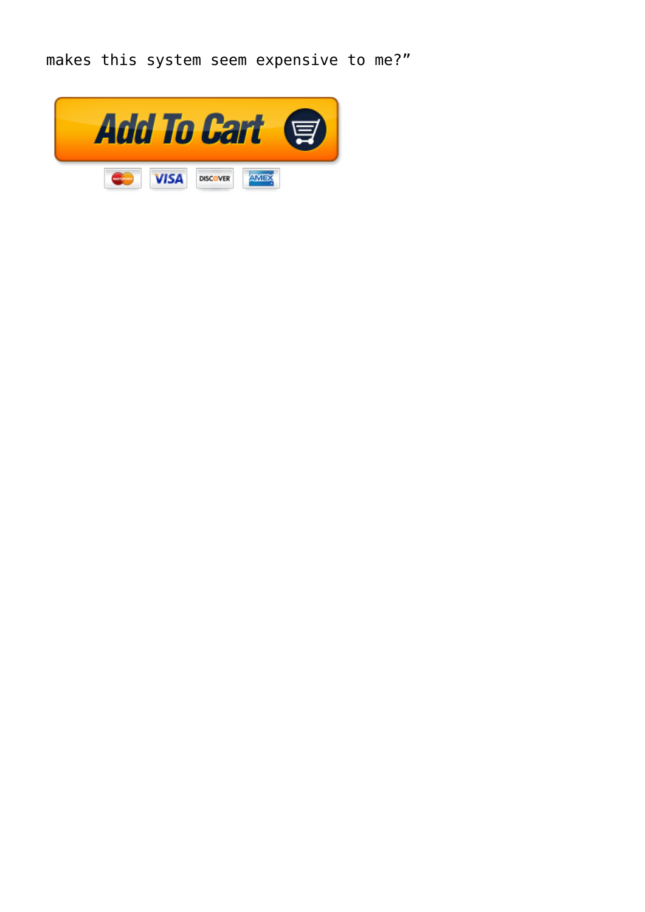makes this system seem expensive to me?”